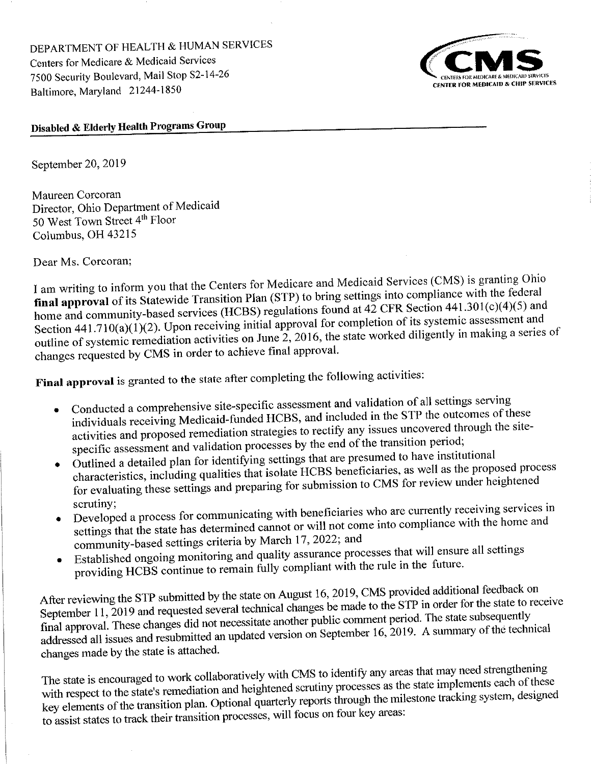DEPARTMENT OF HEALTH & HUMAN SERVICES
Centers for Medicare & Medicaid Services
7500 Security Boulevard, Mail Stop S2-14-26
Baltimore, Maryland 21244-1850

CMS
CENTERS FOR MEDICARE & MEDICAID SERVICES
CENTER FOR MEDICAID & CHIP SERVICES

**Disabled & Elderly Health Programs Group**

September 20, 2019

Maureen Corcoran
Director, Ohio Department of Medicaid
50 West Town Street 4th Floor
Columbus, OH 43215

Dear Ms. Corcoran;

I am writing to inform you that the Centers for Medicare and Medicaid Services (CMS) is granting Ohio **final approval** of its Statewide Transition Plan (STP) to bring settings into compliance with the federal home and community-based services (HCBS) regulations found at 42 CFR Section 441.301(c)(4)(5) and Section 441.710(a)(1)(2). Upon receiving initial approval for completion of its systemic assessment and outline of systemic remediation activities on June 2, 2016, the state worked diligently in making a series of changes requested by CMS in order to achieve final approval.

**Final approval** is granted to the state after completing the following activities:

- Conducted a comprehensive site-specific assessment and validation of all settings serving individuals receiving Medicaid-funded HCBS, and included in the STP the outcomes of these activities and proposed remediation strategies to rectify any issues uncovered through the site-specific assessment and validation processes by the end of the transition period;
- Outlined a detailed plan for identifying settings that are presumed to have institutional characteristics, including qualities that isolate HCBS beneficiaries, as well as the proposed process for evaluating these settings and preparing for submission to CMS for review under heightened scrutiny;
- Developed a process for communicating with beneficiaries who are currently receiving services in settings that the state has determined cannot or will not come into compliance with the home and community-based settings criteria by March 17, 2022; and
- Established ongoing monitoring and quality assurance processes that will ensure all settings providing HCBS continue to remain fully compliant with the rule in the future.

After reviewing the STP submitted by the state on August 16, 2019, CMS provided additional feedback on September 11, 2019 and requested several technical changes be made to the STP in order for the state to receive final approval. These changes did not necessitate another public comment period. The state subsequently addressed all issues and resubmitted an updated version on September 16, 2019. A summary of the technical changes made by the state is attached.

The state is encouraged to work collaboratively with CMS to identify any areas that may need strengthening with respect to the state's remediation and heightened scrutiny processes as the state implements each of these key elements of the transition plan. Optional quarterly reports through the milestone tracking system, designed to assist states to track their transition processes, will focus on four key areas: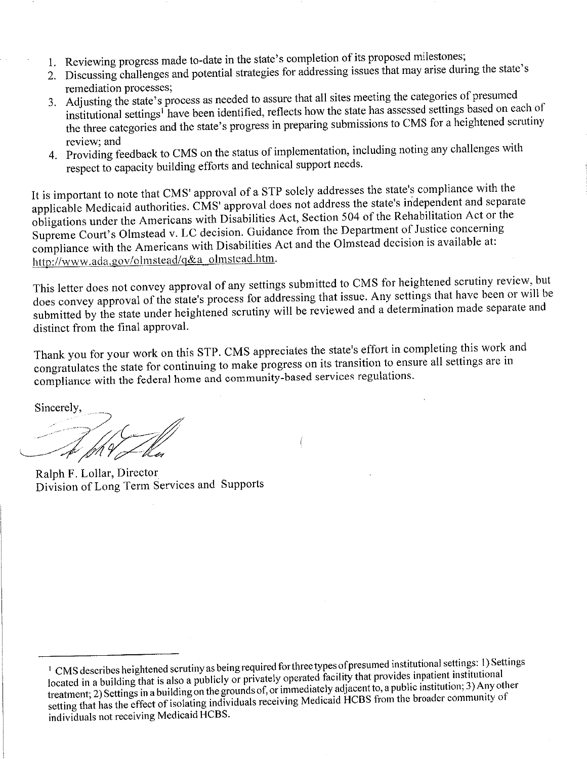1. Reviewing progress made to-date in the state's completion of its proposed milestones;
2. Discussing challenges and potential strategies for addressing issues that may arise during the state's remediation processes;
3. Adjusting the state's process as needed to assure that all sites meeting the categories of presumed institutional settings[1] have been identified, reflects how the state has assessed settings based on each of the three categories and the state's progress in preparing submissions to CMS for a heightened scrutiny review; and
4. Providing feedback to CMS on the status of implementation, including noting any challenges with respect to capacity building efforts and technical support needs.

It is important to note that CMS' approval of a STP solely addresses the state's compliance with the applicable Medicaid authorities. CMS' approval does not address the state's independent and separate obligations under the Americans with Disabilities Act, Section 504 of the Rehabilitation Act or the Supreme Court's Olmstead v. LC decision. Guidance from the Department of Justice concerning compliance with the Americans with Disabilities Act and the Olmstead decision is available at: http://www.ada.gov/olmstead/q&a_olmstead.htm.

This letter does not convey approval of any settings submitted to CMS for heightened scrutiny review, but does convey approval of the state's process for addressing that issue. Any settings that have been or will be submitted by the state under heightened scrutiny will be reviewed and a determination made separate and distinct from the final approval.

Thank you for your work on this STP. CMS appreciates the state's effort in completing this work and congratulates the state for continuing to make progress on its transition to ensure all settings are in compliance with the federal home and community-based services regulations.

Sincerely,

Ralph F. Lollar, Director
Division of Long Term Services and Supports

---

[1] CMS describes heightened scrutiny as being required for three types of presumed institutional settings: 1) Settings located in a building that is also a publicly or privately operated facility that provides inpatient institutional treatment; 2) Settings in a building on the grounds of, or immediately adjacent to, a public institution; 3) Any other setting that has the effect of isolating individuals receiving Medicaid HCBS from the broader community of individuals not receiving Medicaid HCBS.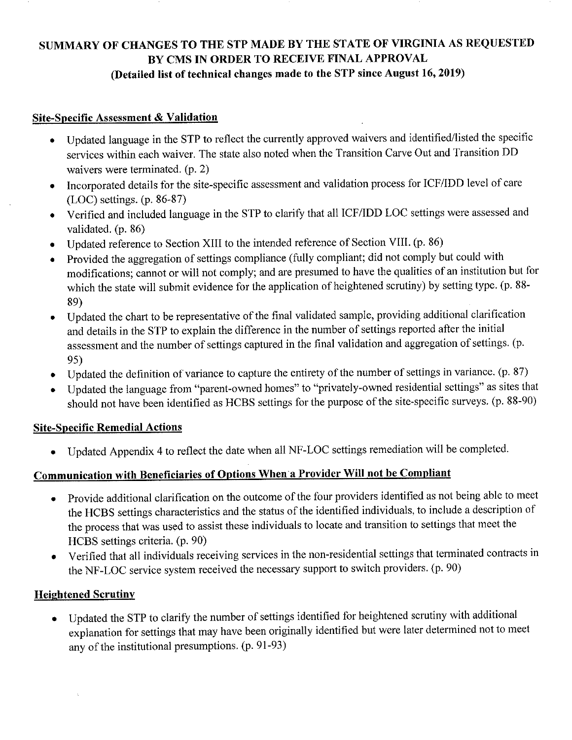# SUMMARY OF CHANGES TO THE STP MADE BY THE STATE OF VIRGINIA AS REQUESTED BY CMS IN ORDER TO RECEIVE FINAL APPROVAL

**(Detailed list of technical changes made to the STP since August 16, 2019)**

## Site-Specific Assessment & Validation

- Updated language in the STP to reflect the currently approved waivers and identified/listed the specific services within each waiver. The state also noted when the Transition Carve Out and Transition DD waivers were terminated. (p. 2)
- Incorporated details for the site-specific assessment and validation process for ICF/IDD level of care (LOC) settings. (p. 86-87)
- Verified and included language in the STP to clarify that all ICF/IDD LOC settings were assessed and validated. (p. 86)
- Updated reference to Section XIII to the intended reference of Section VIII. (p. 86)
- Provided the aggregation of settings compliance (fully compliant; did not comply but could with modifications; cannot or will not comply; and are presumed to have the qualities of an institution but for which the state will submit evidence for the application of heightened scrutiny) by setting type. (p. 88-89)
- Updated the chart to be representative of the final validated sample, providing additional clarification and details in the STP to explain the difference in the number of settings reported after the initial assessment and the number of settings captured in the final validation and aggregation of settings. (p. 95)
- Updated the definition of variance to capture the entirety of the number of settings in variance. (p. 87)
- Updated the language from "parent-owned homes" to "privately-owned residential settings" as sites that should not have been identified as HCBS settings for the purpose of the site-specific surveys. (p. 88-90)

## Site-Specific Remedial Actions

- Updated Appendix 4 to reflect the date when all NF-LOC settings remediation will be completed.

## Communication with Beneficiaries of Options When a Provider Will not be Compliant

- Provide additional clarification on the outcome of the four providers identified as not being able to meet the HCBS settings characteristics and the status of the identified individuals, to include a description of the process that was used to assist these individuals to locate and transition to settings that meet the HCBS settings criteria. (p. 90)
- Verified that all individuals receiving services in the non-residential settings that terminated contracts in the NF-LOC service system received the necessary support to switch providers. (p. 90)

## Heightened Scrutiny

- Updated the STP to clarify the number of settings identified for heightened scrutiny with additional explanation for settings that may have been originally identified but were later determined not to meet any of the institutional presumptions. (p. 91-93)